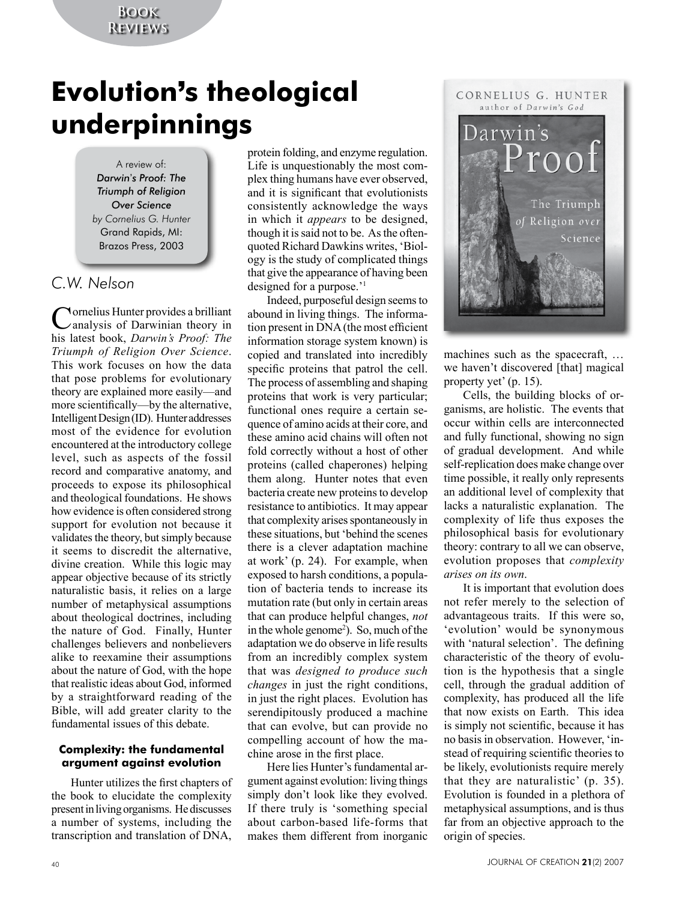# Evolution's theological underpinnings

A review of:
*Darwin's Proof: The Triumph of Religion Over Science*
*by Cornelius G. Hunter*
Grand Rapids, MI: Brazos Press, 2003

*C.W. Nelson*

Cornelius Hunter provides a brilliant analysis of Darwinian theory in his latest book, *Darwin's Proof: The Triumph of Religion Over Science*. This work focuses on how the data that pose problems for evolutionary theory are explained more easily—and more scientifically—by the alternative, Intelligent Design (ID). Hunter addresses most of the evidence for evolution encountered at the introductory college level, such as aspects of the fossil record and comparative anatomy, and proceeds to expose its philosophical and theological foundations. He shows how evidence is often considered strong support for evolution not because it validates the theory, but simply because it seems to discredit the alternative, divine creation. While this logic may appear objective because of its strictly naturalistic basis, it relies on a large number of metaphysical assumptions about theological doctrines, including the nature of God. Finally, Hunter challenges believers and nonbelievers alike to reexamine their assumptions about the nature of God, with the hope that realistic ideas about God, informed by a straightforward reading of the Bible, will add greater clarity to the fundamental issues of this debate.

### Complexity: the fundamental argument against evolution

Hunter utilizes the first chapters of the book to elucidate the complexity present in living organisms. He discusses a number of systems, including the transcription and translation of DNA, protein folding, and enzyme regulation. Life is unquestionably the most complex thing humans have ever observed, and it is significant that evolutionists consistently acknowledge the ways in which it *appears* to be designed, though it is said not to be. As the often-quoted Richard Dawkins writes, 'Biology is the study of complicated things that give the appearance of having been designed for a purpose.'[1]

Indeed, purposeful design seems to abound in living things. The information present in DNA (the most efficient information storage system known) is copied and translated into incredibly specific proteins that patrol the cell. The process of assembling and shaping proteins that work is very particular; functional ones require a certain sequence of amino acids at their core, and these amino acid chains will often not fold correctly without a host of other proteins (called chaperones) helping them along. Hunter notes that even bacteria create new proteins to develop resistance to antibiotics. It may appear that complexity arises spontaneously in these situations, but 'behind the scenes there is a clever adaptation machine at work' (p. 24). For example, when exposed to harsh conditions, a population of bacteria tends to increase its mutation rate (but only in certain areas that can produce helpful changes, *not* in the whole genome[2]). So, much of the adaptation we do observe in life results from an incredibly complex system that was *designed to produce such changes* in just the right conditions, in just the right places. Evolution has serendipitously produced a machine that can evolve, but can provide no compelling account of how the machine arose in the first place.

Here lies Hunter's fundamental argument against evolution: living things simply don't look like they evolved. If there truly is 'something special about carbon-based life-forms that makes them different from inorganic machines such as the spacecraft, … we haven't discovered [that] magical property yet' (p. 15).

Cells, the building blocks of organisms, are holistic. The events that occur within cells are interconnected and fully functional, showing no sign of gradual development. And while self-replication does make change over time possible, it really only represents an additional level of complexity that lacks a naturalistic explanation. The complexity of life thus exposes the philosophical basis for evolutionary theory: contrary to all we can observe, evolution proposes that *complexity arises on its own*.

It is important that evolution does not refer merely to the selection of advantageous traits. If this were so, 'evolution' would be synonymous with 'natural selection'. The defining characteristic of the theory of evolution is the hypothesis that a single cell, through the gradual addition of complexity, has produced all the life that now exists on Earth. This idea is simply not scientific, because it has no basis in observation. However, 'instead of requiring scientific theories to be likely, evolutionists require merely that they are naturalistic' (p. 35). Evolution is founded in a plethora of metaphysical assumptions, and is thus far from an objective approach to the origin of species.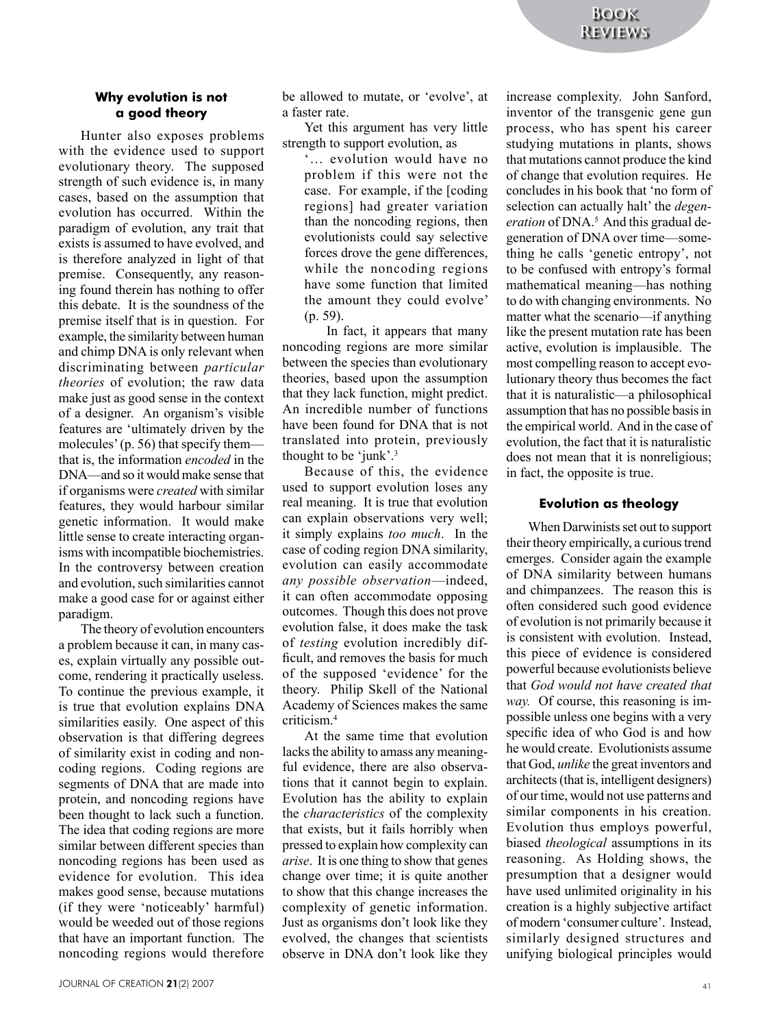### Why evolution is not a good theory

Hunter also exposes problems with the evidence used to support evolutionary theory. The supposed strength of such evidence is, in many cases, based on the assumption that evolution has occurred. Within the paradigm of evolution, any trait that exists is assumed to have evolved, and is therefore analyzed in light of that premise. Consequently, any reasoning found therein has nothing to offer this debate. It is the soundness of the premise itself that is in question. For example, the similarity between human and chimp DNA is only relevant when discriminating between *particular theories* of evolution; the raw data make just as good sense in the context of a designer. An organism's visible features are 'ultimately driven by the molecules' (p. 56) that specify them—that is, the information *encoded* in the DNA—and so it would make sense that if organisms were *created* with similar features, they would harbour similar genetic information. It would make little sense to create interacting organisms with incompatible biochemistries. In the controversy between creation and evolution, such similarities cannot make a good case for or against either paradigm.

The theory of evolution encounters a problem because it can, in many cases, explain virtually any possible outcome, rendering it practically useless. To continue the previous example, it is true that evolution explains DNA similarities easily. One aspect of this observation is that differing degrees of similarity exist in coding and noncoding regions. Coding regions are segments of DNA that are made into protein, and noncoding regions have been thought to lack such a function. The idea that coding regions are more similar between different species than noncoding regions has been used as evidence for evolution. This idea makes good sense, because mutations (if they were 'noticeably' harmful) would be weeded out of those regions that have an important function. The noncoding regions would therefore be allowed to mutate, or 'evolve', at a faster rate.

Yet this argument has very little strength to support evolution, as

> '… evolution would have no problem if this were not the case. For example, if the [coding regions] had greater variation than the noncoding regions, then evolutionists could say selective forces drove the gene differences, while the noncoding regions have some function that limited the amount they could evolve' (p. 59).

In fact, it appears that many noncoding regions are more similar between the species than evolutionary theories, based upon the assumption that they lack function, might predict. An incredible number of functions have been found for DNA that is not translated into protein, previously thought to be 'junk'.[3]

Because of this, the evidence used to support evolution loses any real meaning. It is true that evolution can explain observations very well; it simply explains *too much*. In the case of coding region DNA similarity, evolution can easily accommodate *any possible observation*—indeed, it can often accommodate opposing outcomes. Though this does not prove evolution false, it does make the task of *testing* evolution incredibly difficult, and removes the basis for much of the supposed 'evidence' for the theory. Philip Skell of the National Academy of Sciences makes the same criticism.[4]

At the same time that evolution lacks the ability to amass any meaningful evidence, there are also observations that it cannot begin to explain. Evolution has the ability to explain the *characteristics* of the complexity that exists, but it fails horribly when pressed to explain how complexity can *arise*. It is one thing to show that genes change over time; it is quite another to show that this change increases the complexity of genetic information. Just as organisms don't look like they evolved, the changes that scientists observe in DNA don't look like they increase complexity. John Sanford, inventor of the transgenic gene gun process, who has spent his career studying mutations in plants, shows that mutations cannot produce the kind of change that evolution requires. He concludes in his book that 'no form of selection can actually halt' the *degeneration* of DNA.[5] And this gradual degeneration of DNA over time—something he calls 'genetic entropy', not to be confused with entropy's formal mathematical meaning—has nothing to do with changing environments. No matter what the scenario—if anything like the present mutation rate has been active, evolution is implausible. The most compelling reason to accept evolutionary theory thus becomes the fact that it is naturalistic—a philosophical assumption that has no possible basis in the empirical world. And in the case of evolution, the fact that it is naturalistic does not mean that it is nonreligious; in fact, the opposite is true.

### Evolution as theology

When Darwinists set out to support their theory empirically, a curious trend emerges. Consider again the example of DNA similarity between humans and chimpanzees. The reason this is often considered such good evidence of evolution is not primarily because it is consistent with evolution. Instead, this piece of evidence is considered powerful because evolutionists believe that *God would not have created that way.* Of course, this reasoning is impossible unless one begins with a very specific idea of who God is and how he would create. Evolutionists assume that God, *unlike* the great inventors and architects (that is, intelligent designers) of our time, would not use patterns and similar components in his creation. Evolution thus employs powerful, biased *theological* assumptions in its reasoning. As Holding shows, the presumption that a designer would have used unlimited originality in his creation is a highly subjective artifact of modern 'consumer culture'. Instead, similarly designed structures and unifying biological principles would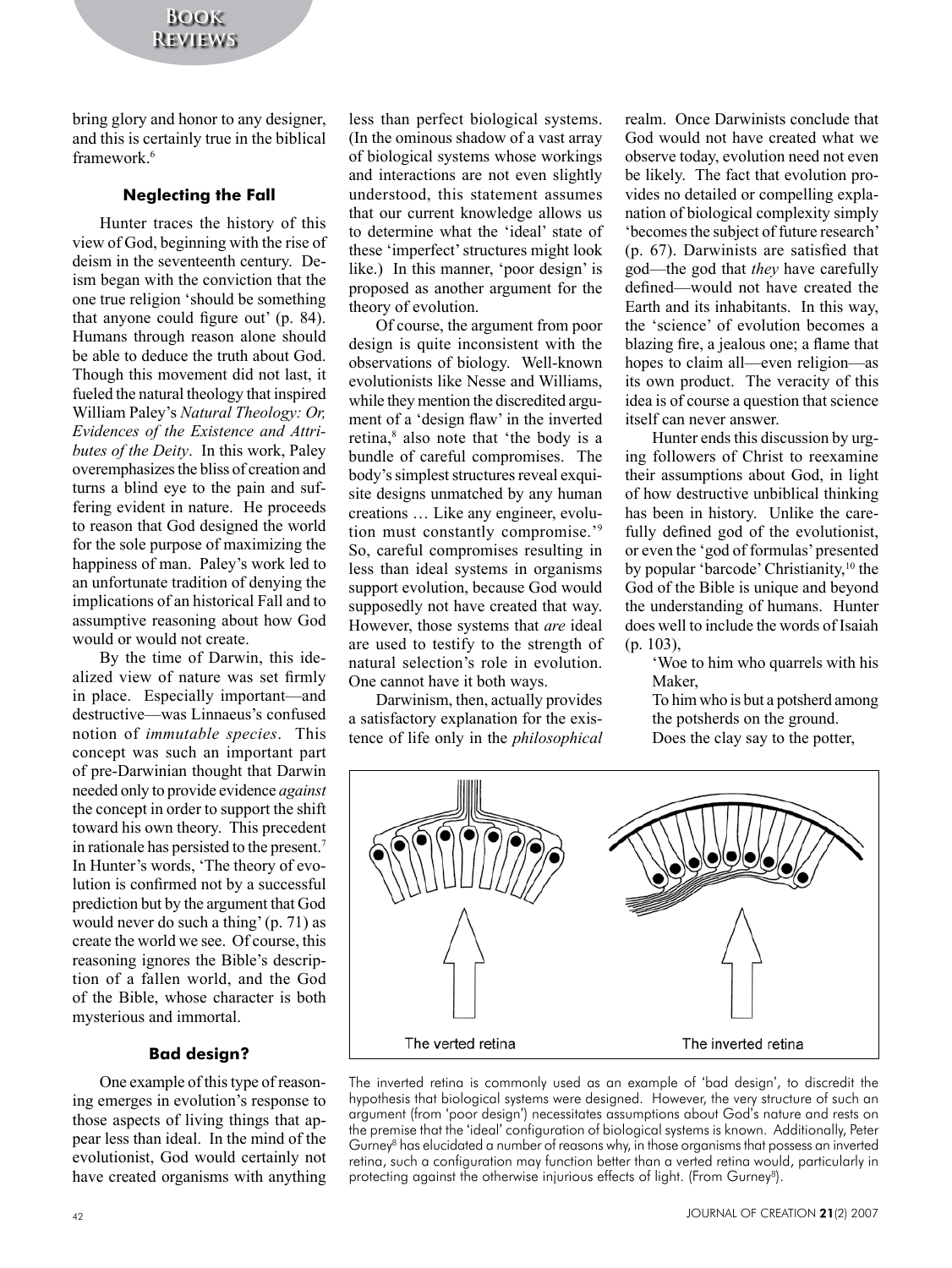bring glory and honor to any designer, and this is certainly true in the biblical framework.[6]

### Neglecting the Fall

Hunter traces the history of this view of God, beginning with the rise of deism in the seventeenth century. Deism began with the conviction that the one true religion 'should be something that anyone could figure out' (p. 84). Humans through reason alone should be able to deduce the truth about God. Though this movement did not last, it fueled the natural theology that inspired William Paley's *Natural Theology: Or, Evidences of the Existence and Attributes of the Deity*. In this work, Paley overemphasizes the bliss of creation and turns a blind eye to the pain and suffering evident in nature. He proceeds to reason that God designed the world for the sole purpose of maximizing the happiness of man. Paley's work led to an unfortunate tradition of denying the implications of an historical Fall and to assumptive reasoning about how God would or would not create.

By the time of Darwin, this idealized view of nature was set firmly in place. Especially important—and destructive—was Linnaeus's confused notion of *immutable species*. This concept was such an important part of pre-Darwinian thought that Darwin needed only to provide evidence *against* the concept in order to support the shift toward his own theory. This precedent in rationale has persisted to the present.[7] In Hunter's words, 'The theory of evolution is confirmed not by a successful prediction but by the argument that God would never do such a thing' (p. 71) as create the world we see. Of course, this reasoning ignores the Bible's description of a fallen world, and the God of the Bible, whose character is both mysterious and immortal.

### Bad design?

One example of this type of reasoning emerges in evolution's response to those aspects of living things that appear less than ideal. In the mind of the evolutionist, God would certainly not have created organisms with anything less than perfect biological systems. (In the ominous shadow of a vast array of biological systems whose workings and interactions are not even slightly understood, this statement assumes that our current knowledge allows us to determine what the 'ideal' state of these 'imperfect' structures might look like.) In this manner, 'poor design' is proposed as another argument for the theory of evolution.

Of course, the argument from poor design is quite inconsistent with the observations of biology. Well-known evolutionists like Nesse and Williams, while they mention the discredited argument of a 'design flaw' in the inverted retina,[8] also note that 'the body is a bundle of careful compromises. The body's simplest structures reveal exquisite designs unmatched by any human creations … Like any engineer, evolution must constantly compromise.'[9] So, careful compromises resulting in less than ideal systems in organisms support evolution, because God would supposedly not have created that way. However, those systems that *are* ideal are used to testify to the strength of natural selection's role in evolution. One cannot have it both ways.

Darwinism, then, actually provides a satisfactory explanation for the existence of life only in the *philosophical* realm. Once Darwinists conclude that God would not have created what we observe today, evolution need not even be likely. The fact that evolution provides no detailed or compelling explanation of biological complexity simply 'becomes the subject of future research' (p. 67). Darwinists are satisfied that god—the god that *they* have carefully defined—would not have created the Earth and its inhabitants. In this way, the 'science' of evolution becomes a blazing fire, a jealous one; a flame that hopes to claim all—even religion—as its own product. The veracity of this idea is of course a question that science itself can never answer.

Hunter ends this discussion by urging followers of Christ to reexamine their assumptions about God, in light of how destructive unbiblical thinking has been in history. Unlike the carefully defined god of the evolutionist, or even the 'god of formulas' presented by popular 'barcode' Christianity,[10] the God of the Bible is unique and beyond the understanding of humans. Hunter does well to include the words of Isaiah (p. 103),

> 'Woe to him who quarrels with his Maker,
> To him who is but a potsherd among the potsherds on the ground.
> Does the clay say to the potter,

The verted retina — The inverted retina

The inverted retina is commonly used as an example of 'bad design', to discredit the hypothesis that biological systems were designed. However, the very structure of such an argument (from 'poor design') necessitates assumptions about God's nature and rests on the premise that the 'ideal' configuration of biological systems is known. Additionally, Peter Gurney[8] has elucidated a number of reasons why, in those organisms that possess an inverted retina, such a configuration may function better than a verted retina would, particularly in protecting against the otherwise injurious effects of light. (From Gurney[8]).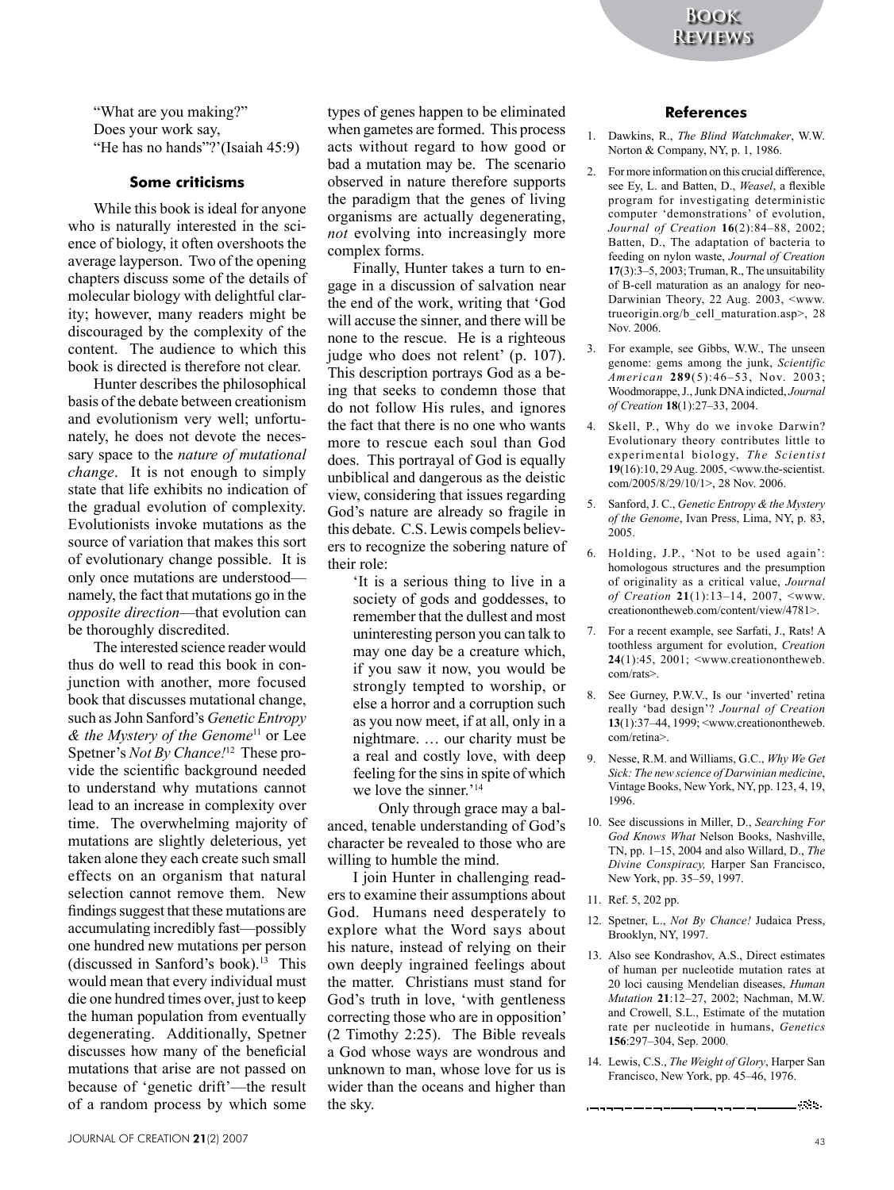"What are you making?"
Does your work say,
"He has no hands"?'(Isaiah 45:9)

### Some criticisms

While this book is ideal for anyone who is naturally interested in the science of biology, it often overshoots the average layperson. Two of the opening chapters discuss some of the details of molecular biology with delightful clarity; however, many readers might be discouraged by the complexity of the content. The audience to which this book is directed is therefore not clear.

Hunter describes the philosophical basis of the debate between creationism and evolutionism very well; unfortunately, he does not devote the necessary space to the *nature of mutational change*. It is not enough to simply state that life exhibits no indication of the gradual evolution of complexity. Evolutionists invoke mutations as the source of variation that makes this sort of evolutionary change possible. It is only once mutations are understood—namely, the fact that mutations go in the *opposite direction*—that evolution can be thoroughly discredited.

The interested science reader would thus do well to read this book in conjunction with another, more focused book that discusses mutational change, such as John Sanford's *Genetic Entropy & the Mystery of the Genome*[11] or Lee Spetner's *Not By Chance!*[12] These provide the scientific background needed to understand why mutations cannot lead to an increase in complexity over time. The overwhelming majority of mutations are slightly deleterious, yet taken alone they each create such small effects on an organism that natural selection cannot remove them. New findings suggest that these mutations are accumulating incredibly fast—possibly one hundred new mutations per person (discussed in Sanford's book).[13] This would mean that every individual must die one hundred times over, just to keep the human population from eventually degenerating. Additionally, Spetner discusses how many of the beneficial mutations that arise are not passed on because of 'genetic drift'—the result of a random process by which some types of genes happen to be eliminated when gametes are formed. This process acts without regard to how good or bad a mutation may be. The scenario observed in nature therefore supports the paradigm that the genes of living organisms are actually degenerating, *not* evolving into increasingly more complex forms.

Finally, Hunter takes a turn to engage in a discussion of salvation near the end of the work, writing that 'God will accuse the sinner, and there will be none to the rescue. He is a righteous judge who does not relent' (p. 107). This description portrays God as a being that seeks to condemn those that do not follow His rules, and ignores the fact that there is no one who wants more to rescue each soul than God does. This portrayal of God is equally unbiblical and dangerous as the deistic view, considering that issues regarding God's nature are already so fragile in this debate. C.S. Lewis compels believers to recognize the sobering nature of their role:

> 'It is a serious thing to live in a society of gods and goddesses, to remember that the dullest and most uninteresting person you can talk to may one day be a creature which, if you saw it now, you would be strongly tempted to worship, or else a horror and a corruption such as you now meet, if at all, only in a nightmare. … our charity must be a real and costly love, with deep feeling for the sins in spite of which we love the sinner.'[14]

Only through grace may a balanced, tenable understanding of God's character be revealed to those who are willing to humble the mind.

I join Hunter in challenging readers to examine their assumptions about God. Humans need desperately to explore what the Word says about his nature, instead of relying on their own deeply ingrained feelings about the matter. Christians must stand for God's truth in love, 'with gentleness correcting those who are in opposition' (2 Timothy 2:25). The Bible reveals a God whose ways are wondrous and unknown to man, whose love for us is wider than the oceans and higher than the sky.

### References

1. Dawkins, R., *The Blind Watchmaker*, W.W. Norton & Company, NY, p. 1, 1986.
2. For more information on this crucial difference, see Ey, L. and Batten, D., *Weasel*, a flexible program for investigating deterministic computer 'demonstrations' of evolution, *Journal of Creation* **16**(2):84–88, 2002; Batten, D., The adaptation of bacteria to feeding on nylon waste, *Journal of Creation* **17**(3):3–5, 2003; Truman, R., The unsuitability of B-cell maturation as an analogy for neo-Darwinian Theory, 22 Aug. 2003, <www.trueorigin.org/b_cell_maturation.asp>, 28 Nov. 2006.
3. For example, see Gibbs, W.W., The unseen genome: gems among the junk, *Scientific American* **289**(5):46–53, Nov. 2003; Woodmorappe, J., Junk DNA indicted, *Journal of Creation* **18**(1):27–33, 2004.
4. Skell, P., Why do we invoke Darwin? Evolutionary theory contributes little to experimental biology, *The Scientist* **19**(16):10, 29 Aug. 2005, <www.the-scientist.com/2005/8/29/10/1>, 28 Nov. 2006.
5. Sanford, J. C., *Genetic Entropy & the Mystery of the Genome*, Ivan Press, Lima, NY, p. 83, 2005.
6. Holding, J.P., 'Not to be used again': homologous structures and the presumption of originality as a critical value, *Journal of Creation* **21**(1):13–14, 2007, <www.creationontheweb.com/content/view/4781>.
7. For a recent example, see Sarfati, J., Rats! A toothless argument for evolution, *Creation* **24**(1):45, 2001; <www.creationontheweb.com/rats>.
8. See Gurney, P.W.V., Is our 'inverted' retina really 'bad design'? *Journal of Creation* **13**(1):37–44, 1999; <www.creationontheweb.com/retina>.
9. Nesse, R.M. and Williams, G.C., *Why We Get Sick: The new science of Darwinian medicine*, Vintage Books, New York, NY, pp. 123, 4, 19, 1996.
10. See discussions in Miller, D., *Searching For God Knows What* Nelson Books, Nashville, TN, pp. 1–15, 2004 and also Willard, D., *The Divine Conspiracy,* Harper San Francisco, New York, pp. 35–59, 1997.
11. Ref. 5, 202 pp.
12. Spetner, L., *Not By Chance!* Judaica Press, Brooklyn, NY, 1997.
13. Also see Kondrashov, A.S., Direct estimates of human per nucleotide mutation rates at 20 loci causing Mendelian diseases, *Human Mutation* **21**:12–27, 2002; Nachman, M.W. and Crowell, S.L., Estimate of the mutation rate per nucleotide in humans, *Genetics* **156**:297–304, Sep. 2000.
14. Lewis, C.S., *The Weight of Glory*, Harper San Francisco, New York, pp. 45–46, 1976.